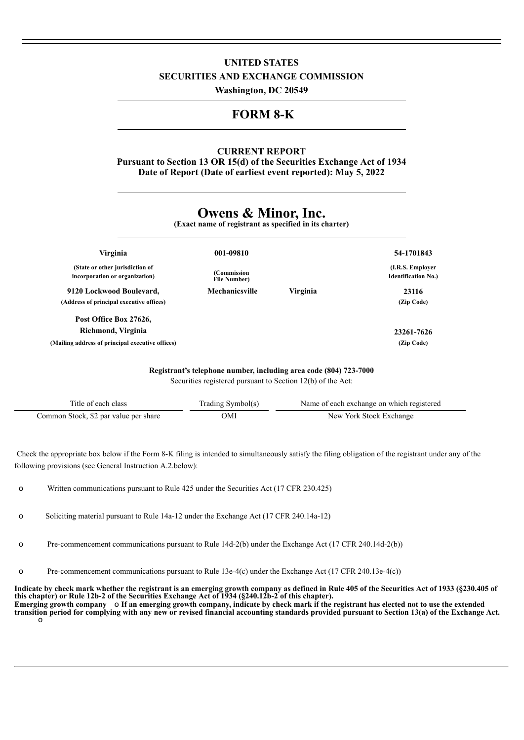**UNITED STATES**

**SECURITIES AND EXCHANGE COMMISSION**

**Washington, DC 20549**

# FORM 8-K

**CURRENT REPORT**
**Pursuant to Section 13 OR 15(d) of the Securities Exchange Act of 1934**
**Date of Report (Date of earliest event reported): May 5, 2022**

# Owens & Minor, Inc.

**(Exact name of registrant as specified in its charter)**

| **Virginia** | **001-09810** | | **54-1701843** |
|---|---|---|---|
| **(State or other jurisdiction of incorporation or organization)** | **(Commission File Number)** | | **(I.R.S. Employer Identification No.)** |
| **9120 Lockwood Boulevard,** | **Mechanicsville** | **Virginia** | **23116** |
| **(Address of principal executive offices)** | | | **(Zip Code)** |
| **Post Office Box 27626, Richmond, Virginia** | | | **23261-7626** |
| **(Mailing address of principal executive offices)** | | | **(Zip Code)** |

**Registrant's telephone number, including area code (804) 723-7000**

Securities registered pursuant to Section 12(b) of the Act:

| Title of each class | Trading Symbol(s) | Name of each exchange on which registered |
|---|---|---|
| Common Stock, $2 par value per share | OMI | New York Stock Exchange |

Check the appropriate box below if the Form 8-K filing is intended to simultaneously satisfy the filing obligation of the registrant under any of the following provisions (see General Instruction A.2.below):

o Written communications pursuant to Rule 425 under the Securities Act (17 CFR 230.425)

o Soliciting material pursuant to Rule 14a-12 under the Exchange Act (17 CFR 240.14a-12)

o Pre-commencement communications pursuant to Rule 14d-2(b) under the Exchange Act (17 CFR 240.14d-2(b))

o Pre-commencement communications pursuant to Rule 13e-4(c) under the Exchange Act (17 CFR 240.13e-4(c))

**Indicate by check mark whether the registrant is an emerging growth company as defined in Rule 405 of the Securities Act of 1933 (§230.405 of this chapter) or Rule 12b-2 of the Securities Exchange Act of 1934 (§240.12b-2 of this chapter).**
**Emerging growth company** o **If an emerging growth company, indicate by check mark if the registrant has elected not to use the extended transition period for complying with any new or revised financial accounting standards provided pursuant to Section 13(a) of the Exchange Act.** o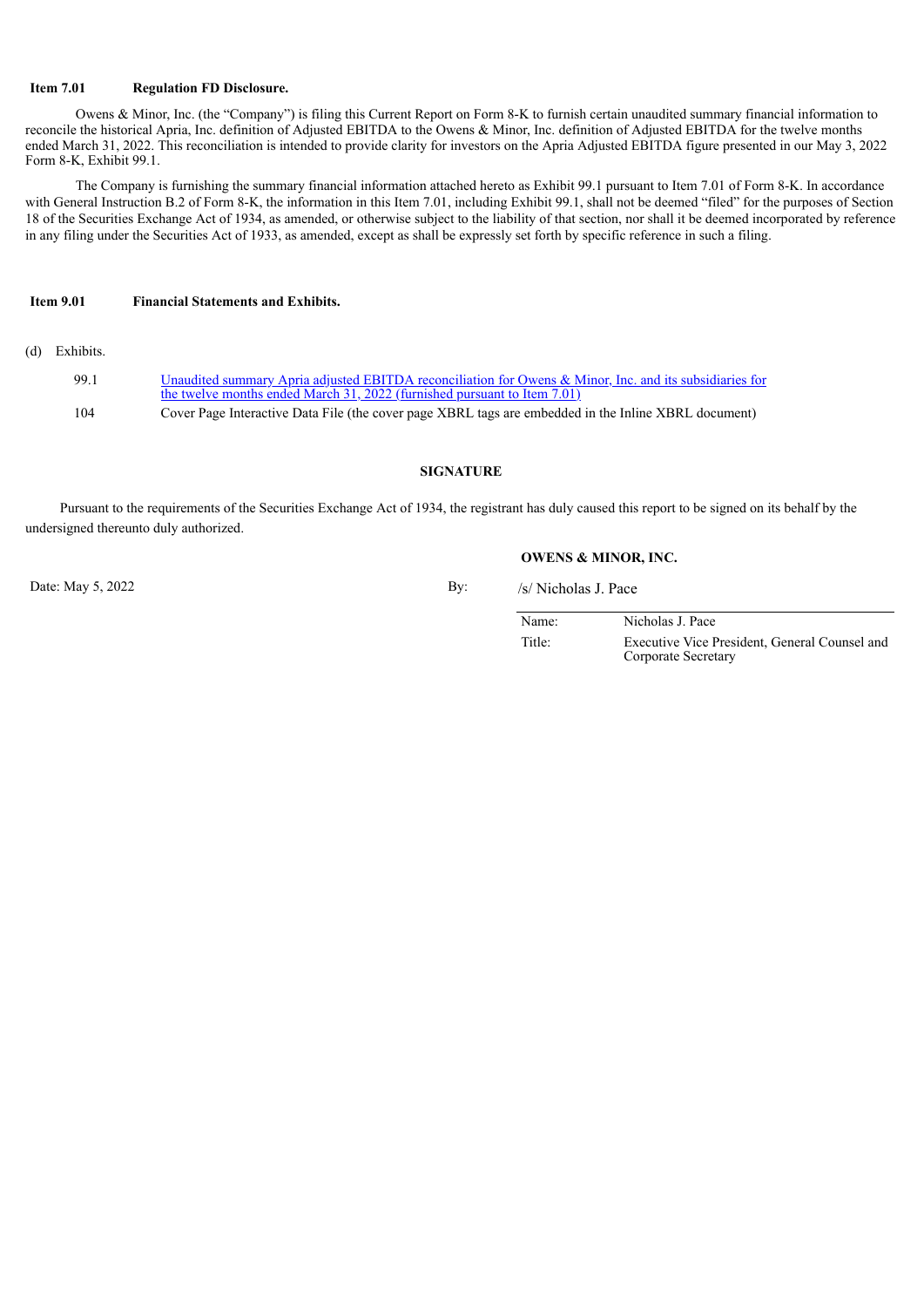**Item 7.01 Regulation FD Disclosure.**

Owens & Minor, Inc. (the "Company") is filing this Current Report on Form 8-K to furnish certain unaudited summary financial information to reconcile the historical Apria, Inc. definition of Adjusted EBITDA to the Owens & Minor, Inc. definition of Adjusted EBITDA for the twelve months ended March 31, 2022. This reconciliation is intended to provide clarity for investors on the Apria Adjusted EBITDA figure presented in our May 3, 2022 Form 8-K, Exhibit 99.1.

The Company is furnishing the summary financial information attached hereto as Exhibit 99.1 pursuant to Item 7.01 of Form 8-K. In accordance with General Instruction B.2 of Form 8-K, the information in this Item 7.01, including Exhibit 99.1, shall not be deemed "filed" for the purposes of Section 18 of the Securities Exchange Act of 1934, as amended, or otherwise subject to the liability of that section, nor shall it be deemed incorporated by reference in any filing under the Securities Act of 1933, as amended, except as shall be expressly set forth by specific reference in such a filing.

**Item 9.01 Financial Statements and Exhibits.**

(d) Exhibits.

| | |
|---|---|
| 99.1 | Unaudited summary Apria adjusted EBITDA reconciliation for Owens & Minor, Inc. and its subsidiaries for the twelve months ended March 31, 2022 (furnished pursuant to Item 7.01) |
| 104 | Cover Page Interactive Data File (the cover page XBRL tags are embedded in the Inline XBRL document) |

**SIGNATURE**

Pursuant to the requirements of the Securities Exchange Act of 1934, the registrant has duly caused this report to be signed on its behalf by the undersigned thereunto duly authorized.

**OWENS & MINOR, INC.**

Date: May 5, 2022

By: /s/ Nicholas J. Pace

| | |
|---|---|
| Name: | Nicholas J. Pace |
| Title: | Executive Vice President, General Counsel and Corporate Secretary |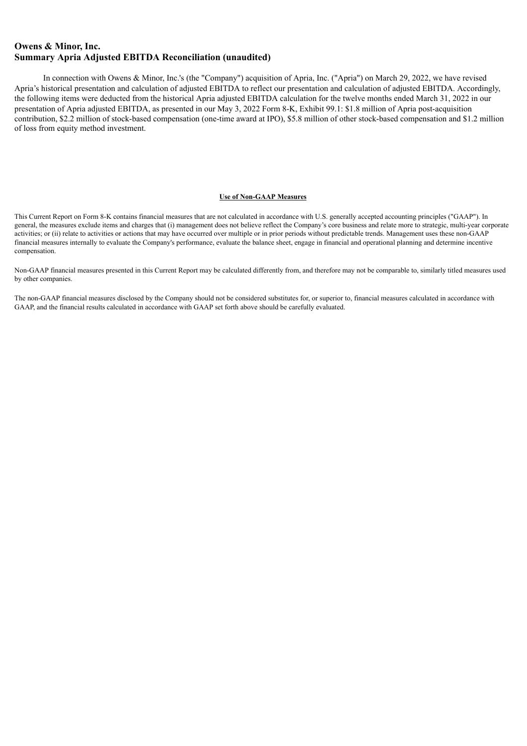**Owens & Minor, Inc.**
**Summary Apria Adjusted EBITDA Reconciliation (unaudited)**

In connection with Owens & Minor, Inc.'s (the "Company") acquisition of Apria, Inc. ("Apria") on March 29, 2022, we have revised Apria's historical presentation and calculation of adjusted EBITDA to reflect our presentation and calculation of adjusted EBITDA. Accordingly, the following items were deducted from the historical Apria adjusted EBITDA calculation for the twelve months ended March 31, 2022 in our presentation of Apria adjusted EBITDA, as presented in our May 3, 2022 Form 8-K, Exhibit 99.1: $1.8 million of Apria post-acquisition contribution, $2.2 million of stock-based compensation (one-time award at IPO), $5.8 million of other stock-based compensation and $1.2 million of loss from equity method investment.

**Use of Non-GAAP Measures**

This Current Report on Form 8-K contains financial measures that are not calculated in accordance with U.S. generally accepted accounting principles ("GAAP"). In general, the measures exclude items and charges that (i) management does not believe reflect the Company's core business and relate more to strategic, multi-year corporate activities; or (ii) relate to activities or actions that may have occurred over multiple or in prior periods without predictable trends. Management uses these non-GAAP financial measures internally to evaluate the Company's performance, evaluate the balance sheet, engage in financial and operational planning and determine incentive compensation.

Non-GAAP financial measures presented in this Current Report may be calculated differently from, and therefore may not be comparable to, similarly titled measures used by other companies.

The non-GAAP financial measures disclosed by the Company should not be considered substitutes for, or superior to, financial measures calculated in accordance with GAAP, and the financial results calculated in accordance with GAAP set forth above should be carefully evaluated.